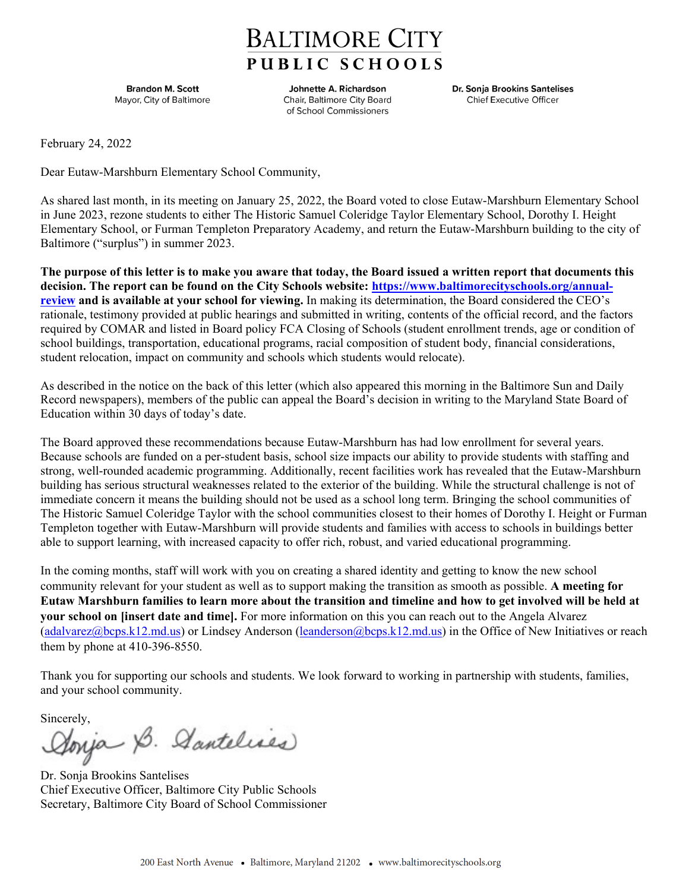# BALTIMORE CITY PUBLIC SCHOOLS

**Brandon M. Scott**
Mayor, City of Baltimore

**Johnette A. Richardson**
Chair, Baltimore City Board of School Commissioners

**Dr. Sonja Brookins Santelises**
Chief Executive Officer

February 24, 2022

Dear Eutaw-Marshburn Elementary School Community,

As shared last month, in its meeting on January 25, 2022, the Board voted to close Eutaw-Marshburn Elementary School in June 2023, rezone students to either The Historic Samuel Coleridge Taylor Elementary School, Dorothy I. Height Elementary School, or Furman Templeton Preparatory Academy, and return the Eutaw-Marshburn building to the city of Baltimore ("surplus") in summer 2023.

**The purpose of this letter is to make you aware that today, the Board issued a written report that documents this decision. The report can be found on the City Schools website: [https://www.baltimorecityschools.org/annual-review](https://www.baltimorecityschools.org/annual-review) and is available at your school for viewing.** In making its determination, the Board considered the CEO's rationale, testimony provided at public hearings and submitted in writing, contents of the official record, and the factors required by COMAR and listed in Board policy FCA Closing of Schools (student enrollment trends, age or condition of school buildings, transportation, educational programs, racial composition of student body, financial considerations, student relocation, impact on community and schools which students would relocate).

As described in the notice on the back of this letter (which also appeared this morning in the Baltimore Sun and Daily Record newspapers), members of the public can appeal the Board's decision in writing to the Maryland State Board of Education within 30 days of today's date.

The Board approved these recommendations because Eutaw-Marshburn has had low enrollment for several years. Because schools are funded on a per-student basis, school size impacts our ability to provide students with staffing and strong, well-rounded academic programming. Additionally, recent facilities work has revealed that the Eutaw-Marshburn building has serious structural weaknesses related to the exterior of the building. While the structural challenge is not of immediate concern it means the building should not be used as a school long term. Bringing the school communities of The Historic Samuel Coleridge Taylor with the school communities closest to their homes of Dorothy I. Height or Furman Templeton together with Eutaw-Marshburn will provide students and families with access to schools in buildings better able to support learning, with increased capacity to offer rich, robust, and varied educational programming.

In the coming months, staff will work with you on creating a shared identity and getting to know the new school community relevant for your student as well as to support making the transition as smooth as possible. **A meeting for Eutaw Marshburn families to learn more about the transition and timeline and how to get involved will be held at your school on [insert date and time].** For more information on this you can reach out to the Angela Alvarez ([adalvarez@bcps.k12.md.us](mailto:adalvarez@bcps.k12.md.us)) or Lindsey Anderson ([leanderson@bcps.k12.md.us](mailto:leanderson@bcps.k12.md.us)) in the Office of New Initiatives or reach them by phone at 410-396-8550.

Thank you for supporting our schools and students. We look forward to working in partnership with students, families, and your school community.

Sincerely,

Sonja B. Santelises

Dr. Sonja Brookins Santelises
Chief Executive Officer, Baltimore City Public Schools
Secretary, Baltimore City Board of School Commissioner

200 East North Avenue • Baltimore, Maryland 21202 • www.baltimorecityschools.org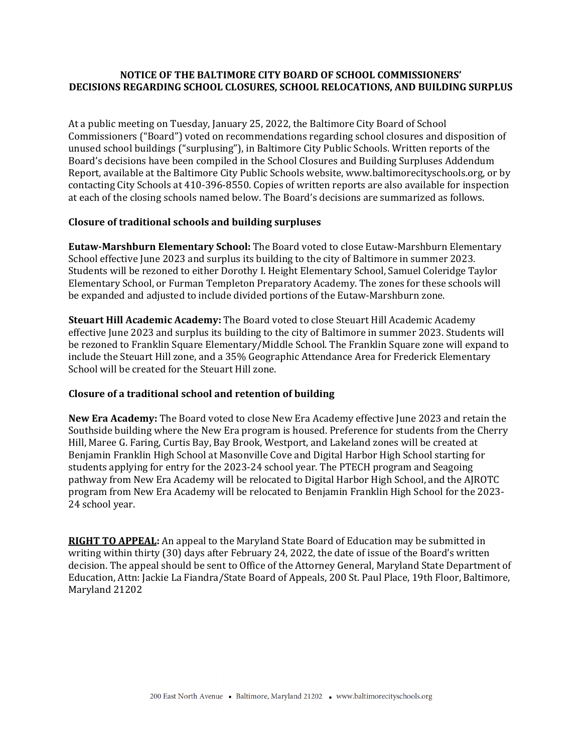**NOTICE OF THE BALTIMORE CITY BOARD OF SCHOOL COMMISSIONERS' DECISIONS REGARDING SCHOOL CLOSURES, SCHOOL RELOCATIONS, AND BUILDING SURPLUS**

At a public meeting on Tuesday, January 25, 2022, the Baltimore City Board of School Commissioners ("Board") voted on recommendations regarding school closures and disposition of unused school buildings ("surplusing"), in Baltimore City Public Schools. Written reports of the Board's decisions have been compiled in the School Closures and Building Surpluses Addendum Report, available at the Baltimore City Public Schools website, www.baltimorecityschools.org, or by contacting City Schools at 410-396-8550. Copies of written reports are also available for inspection at each of the closing schools named below. The Board's decisions are summarized as follows.

**Closure of traditional schools and building surpluses**

**Eutaw-Marshburn Elementary School:** The Board voted to close Eutaw-Marshburn Elementary School effective June 2023 and surplus its building to the city of Baltimore in summer 2023. Students will be rezoned to either Dorothy I. Height Elementary School, Samuel Coleridge Taylor Elementary School, or Furman Templeton Preparatory Academy. The zones for these schools will be expanded and adjusted to include divided portions of the Eutaw-Marshburn zone.

**Steuart Hill Academic Academy:** The Board voted to close Steuart Hill Academic Academy effective June 2023 and surplus its building to the city of Baltimore in summer 2023. Students will be rezoned to Franklin Square Elementary/Middle School. The Franklin Square zone will expand to include the Steuart Hill zone, and a 35% Geographic Attendance Area for Frederick Elementary School will be created for the Steuart Hill zone.

**Closure of a traditional school and retention of building**

**New Era Academy:** The Board voted to close New Era Academy effective June 2023 and retain the Southside building where the New Era program is housed. Preference for students from the Cherry Hill, Maree G. Faring, Curtis Bay, Bay Brook, Westport, and Lakeland zones will be created at Benjamin Franklin High School at Masonville Cove and Digital Harbor High School starting for students applying for entry for the 2023-24 school year. The PTECH program and Seagoing pathway from New Era Academy will be relocated to Digital Harbor High School, and the AJROTC program from New Era Academy will be relocated to Benjamin Franklin High School for the 2023-24 school year.

**RIGHT TO APPEAL:** An appeal to the Maryland State Board of Education may be submitted in writing within thirty (30) days after February 24, 2022, the date of issue of the Board's written decision. The appeal should be sent to Office of the Attorney General, Maryland State Department of Education, Attn: Jackie La Fiandra/State Board of Appeals, 200 St. Paul Place, 19th Floor, Baltimore, Maryland 21202